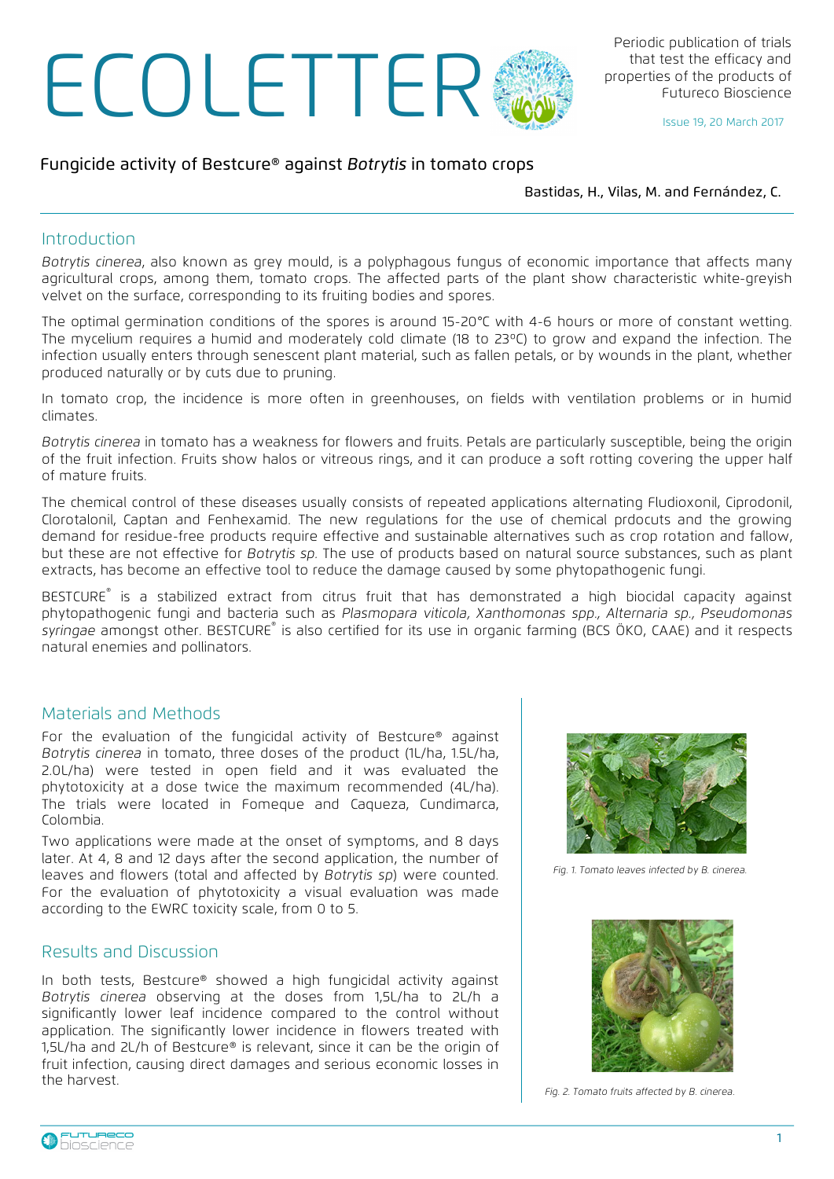# ECOLETTER

Periodic publication of trials that test the efficacy and properties of the products of Futureco Bioscience

Issue 19, 20 March 2017

## Fungicide activity of Bestcure® against *Botrytis* in tomato crops

Bastidas, H., Vilas, M. and Fernández, C.

### Introduction

*Botrytis cinerea*, also known as grey mould, is a polyphagous fungus of economic importance that affects many agricultural crops, among them, tomato crops. The affected parts of the plant show characteristic white-greyish velvet on the surface, corresponding to its fruiting bodies and spores.

The optimal germination conditions of the spores is around 15-20°C with 4-6 hours or more of constant wetting. The mycelium requires a humid and moderately cold climate (18 to 23ºC) to grow and expand the infection. The infection usually enters through senescent plant material, such as fallen petals, or by wounds in the plant, whether produced naturally or by cuts due to pruning.

In tomato crop, the incidence is more often in greenhouses, on fields with ventilation problems or in humid climates.

*Botrytis cinerea* in tomato has a weakness for flowers and fruits. Petals are particularly susceptible, being the origin of the fruit infection. Fruits show halos or vitreous rings, and it can produce a soft rotting covering the upper half of mature fruits.

The chemical control of these diseases usually consists of repeated applications alternating Fludioxonil, Ciprodonil, Clorotalonil, Captan and Fenhexamid. The new regulations for the use of chemical prdocuts and the growing demand for residue-free products require effective and sustainable alternatives such as crop rotation and fallow, but these are not effective for *Botrytis sp*. The use of products based on natural source substances, such as plant extracts, has become an effective tool to reduce the damage caused by some phytopathogenic fungi.

BESTCURE® is a stabilized extract from citrus fruit that has demonstrated a high biocidal capacity against phytopathogenic fungi and bacteria such as *Plasmopara viticola, Xanthomonas spp., Alternaria sp., Pseudomonas syringae* amongst other. BESTCURE® is also certified for its use in organic farming (BCS ÖKO, CAAE) and it respects natural enemies and pollinators.

### Materials and Methods

For the evaluation of the fungicidal activity of Bestcure® against *Botrytis cinerea* in tomato, three doses of the product (1L/ha, 1.5L/ha, 2.0L/ha) were tested in open field and it was evaluated the phytotoxicity at a dose twice the maximum recommended (4L/ha). The trials were located in Fomeque and Caqueza, Cundimarca, Colombia.

Two applications were made at the onset of symptoms, and 8 days later. At 4, 8 and 12 days after the second application, the number of leaves and flowers (total and affected by *Botrytis sp*) were counted. For the evaluation of phytotoxicity a visual evaluation was made according to the EWRC toxicity scale, from 0 to 5.

### Results and Discussion

In both tests, Bestcure® showed a high fungicidal activity against *Botrytis cinerea* observing at the doses from 1,5L/ha to 2L/h a significantly lower leaf incidence compared to the control without application. The significantly lower incidence in flowers treated with 1,5L/ha and 2L/h of Bestcure® is relevant, since it can be the origin of fruit infection, causing direct damages and serious economic losses in the harvest.

*Fig. 1. Tomato leaves infected by B. cinerea.*

*Fig. 2. Tomato fruits affected by B. cinerea.*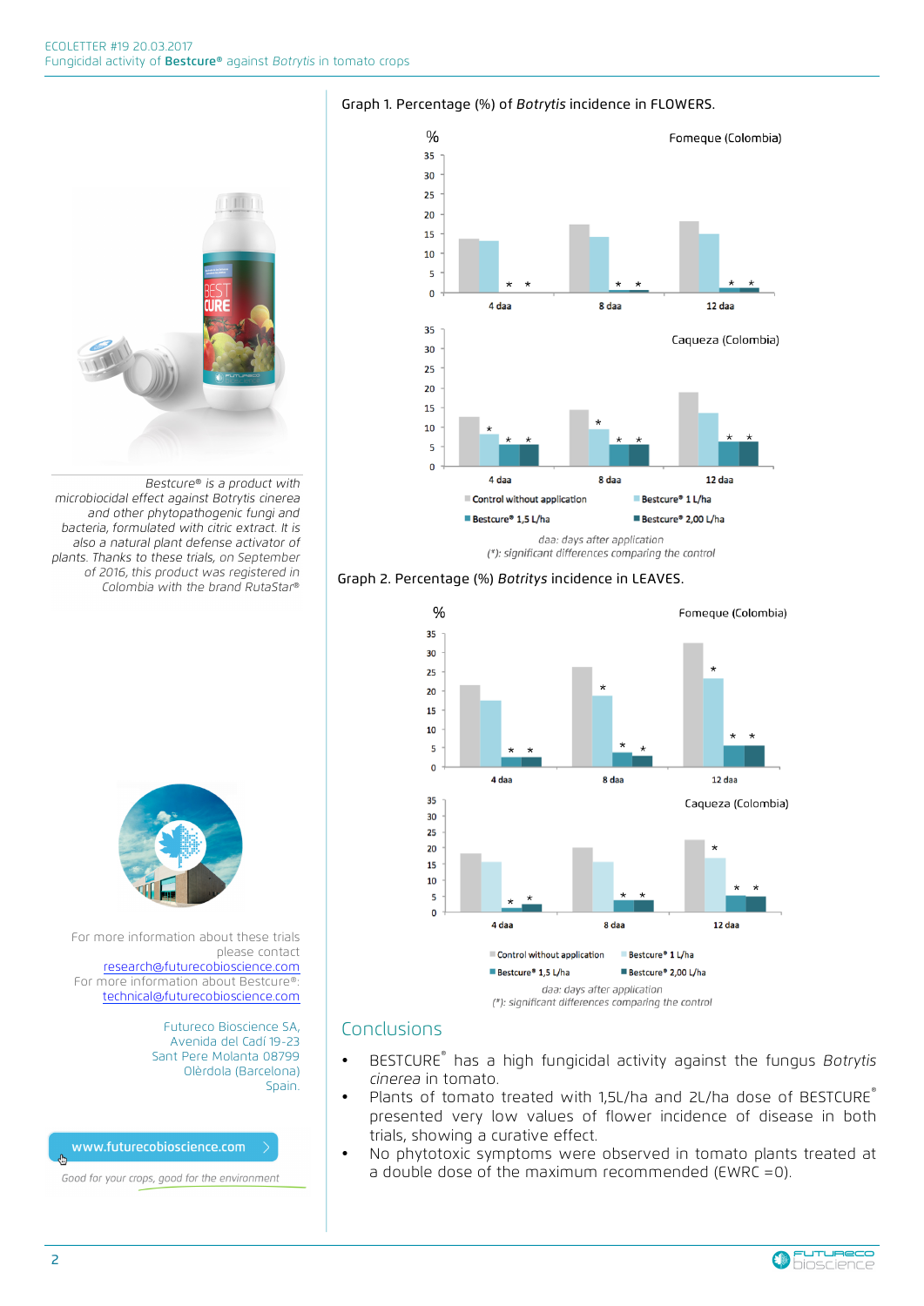Bestcure® is a product with microbiocidal effect against Botrytis cinerea and other phytopathogenic fungi and bacteria, formulated with citric extract. It is also a natural plant defense activator of plants. Thanks to these trials, on September of 2016, this product was registered in Colombia with the brand RutaStar®

Graph 1. Percentage (%) of *Botrytis* incidence in FLOWERS.

%

Fomeque (Colombia)

35 30 25 20 15 10 5 0

4 daa 8 daa 12 daa

Caqueza (Colombia)

Control without application

Bestcure® 1 L/ha

Bestcure® 1,5 L/ha

Bestcure® 2,00 L/ha

*daa: days after application*

*(*): significant differences comparing the control*

Graph 2. Percentage (%) *Botritys* incidence in LEAVES.

%

Fomeque (Colombia)

35 30 25 20 15 10 5 0

4 daa 8 daa 12 daa

Caqueza (Colombia)

Control without application

Bestcure® 1 L/ha

Bestcure® 1,5 L/ha

Bestcure® 2,00 L/ha

*daa: days after application*

*(*): significant differences comparing the control*

## Conclusions

- BESTCURE® has a high fungicidal activity against the fungus *Botrytis cinerea* in tomato.
- Plants of tomato treated with 1,5L/ha and 2L/ha dose of BESTCURE® presented very low values of flower incidence of disease in both trials, showing a curative effect.
- No phytotoxic symptoms were observed in tomato plants treated at a double dose of the maximum recommended (EWRC =0).

For more information about these trials please contact
research@futurecobioscience.com
For more information about Bestcure®:
technical@futurecobioscience.com

Futureco Bioscience SA,
Avenida del Cadí 19-23
Sant Pere Molanta 08799
Olèrdola (Barcelona)
Spain.

www.futurecobioscience.com

*Good for your crops, good for the environment*